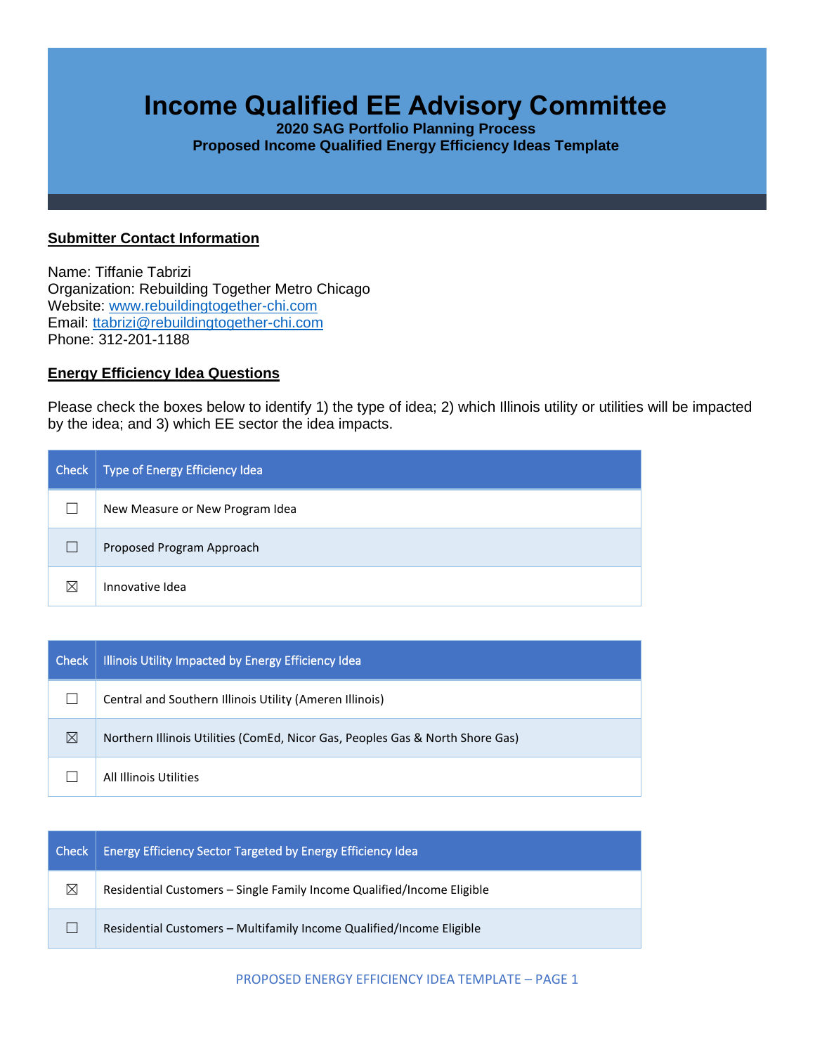# Income Qualified EE Advisory Committee

**2020 SAG Portfolio Planning Process**

**Proposed Income Qualified Energy Efficiency Ideas Template**

## Submitter Contact Information

Name: Tiffanie Tabrizi
Organization: Rebuilding Together Metro Chicago
Website: www.rebuildingtogether-chi.com
Email: ttabrizi@rebuildingtogether-chi.com
Phone: 312-201-1188

## Energy Efficiency Idea Questions

Please check the boxes below to identify 1) the type of idea; 2) which Illinois utility or utilities will be impacted by the idea; and 3) which EE sector the idea impacts.

| Check | Type of Energy Efficiency Idea |
|---|---|
| ☐ | New Measure or New Program Idea |
| ☐ | Proposed Program Approach |
| ☒ | Innovative Idea |

| Check | Illinois Utility Impacted by Energy Efficiency Idea |
|---|---|
| ☐ | Central and Southern Illinois Utility (Ameren Illinois) |
| ☒ | Northern Illinois Utilities (ComEd, Nicor Gas, Peoples Gas & North Shore Gas) |
| ☐ | All Illinois Utilities |

| Check | Energy Efficiency Sector Targeted by Energy Efficiency Idea |
|---|---|
| ☒ | Residential Customers – Single Family Income Qualified/Income Eligible |
| ☐ | Residential Customers – Multifamily Income Qualified/Income Eligible |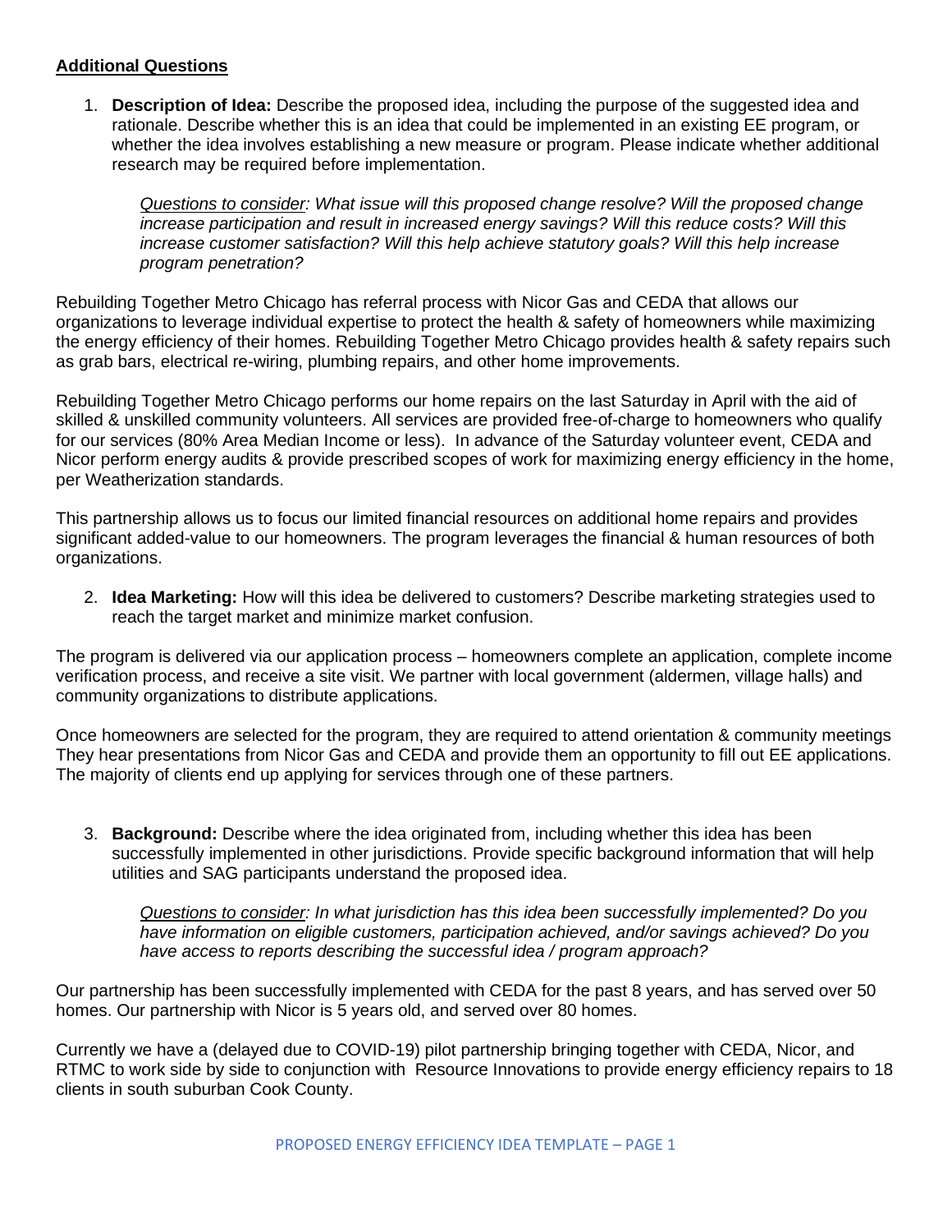**Additional Questions**

1. **Description of Idea:** Describe the proposed idea, including the purpose of the suggested idea and rationale. Describe whether this is an idea that could be implemented in an existing EE program, or whether the idea involves establishing a new measure or program. Please indicate whether additional research may be required before implementation.

   *Questions to consider: What issue will this proposed change resolve? Will the proposed change increase participation and result in increased energy savings? Will this reduce costs? Will this increase customer satisfaction? Will this help achieve statutory goals? Will this help increase program penetration?*

Rebuilding Together Metro Chicago has referral process with Nicor Gas and CEDA that allows our organizations to leverage individual expertise to protect the health & safety of homeowners while maximizing the energy efficiency of their homes. Rebuilding Together Metro Chicago provides health & safety repairs such as grab bars, electrical re-wiring, plumbing repairs, and other home improvements.

Rebuilding Together Metro Chicago performs our home repairs on the last Saturday in April with the aid of skilled & unskilled community volunteers. All services are provided free-of-charge to homeowners who qualify for our services (80% Area Median Income or less). In advance of the Saturday volunteer event, CEDA and Nicor perform energy audits & provide prescribed scopes of work for maximizing energy efficiency in the home, per Weatherization standards.

This partnership allows us to focus our limited financial resources on additional home repairs and provides significant added-value to our homeowners. The program leverages the financial & human resources of both organizations.

2. **Idea Marketing:** How will this idea be delivered to customers? Describe marketing strategies used to reach the target market and minimize market confusion.

The program is delivered via our application process – homeowners complete an application, complete income verification process, and receive a site visit. We partner with local government (aldermen, village halls) and community organizations to distribute applications.

Once homeowners are selected for the program, they are required to attend orientation & community meetings They hear presentations from Nicor Gas and CEDA and provide them an opportunity to fill out EE applications. The majority of clients end up applying for services through one of these partners.

3. **Background:** Describe where the idea originated from, including whether this idea has been successfully implemented in other jurisdictions. Provide specific background information that will help utilities and SAG participants understand the proposed idea.

   *Questions to consider: In what jurisdiction has this idea been successfully implemented? Do you have information on eligible customers, participation achieved, and/or savings achieved? Do you have access to reports describing the successful idea / program approach?*

Our partnership has been successfully implemented with CEDA for the past 8 years, and has served over 50 homes. Our partnership with Nicor is 5 years old, and served over 80 homes.

Currently we have a (delayed due to COVID-19) pilot partnership bringing together with CEDA, Nicor, and RTMC to work side by side to conjunction with Resource Innovations to provide energy efficiency repairs to 18 clients in south suburban Cook County.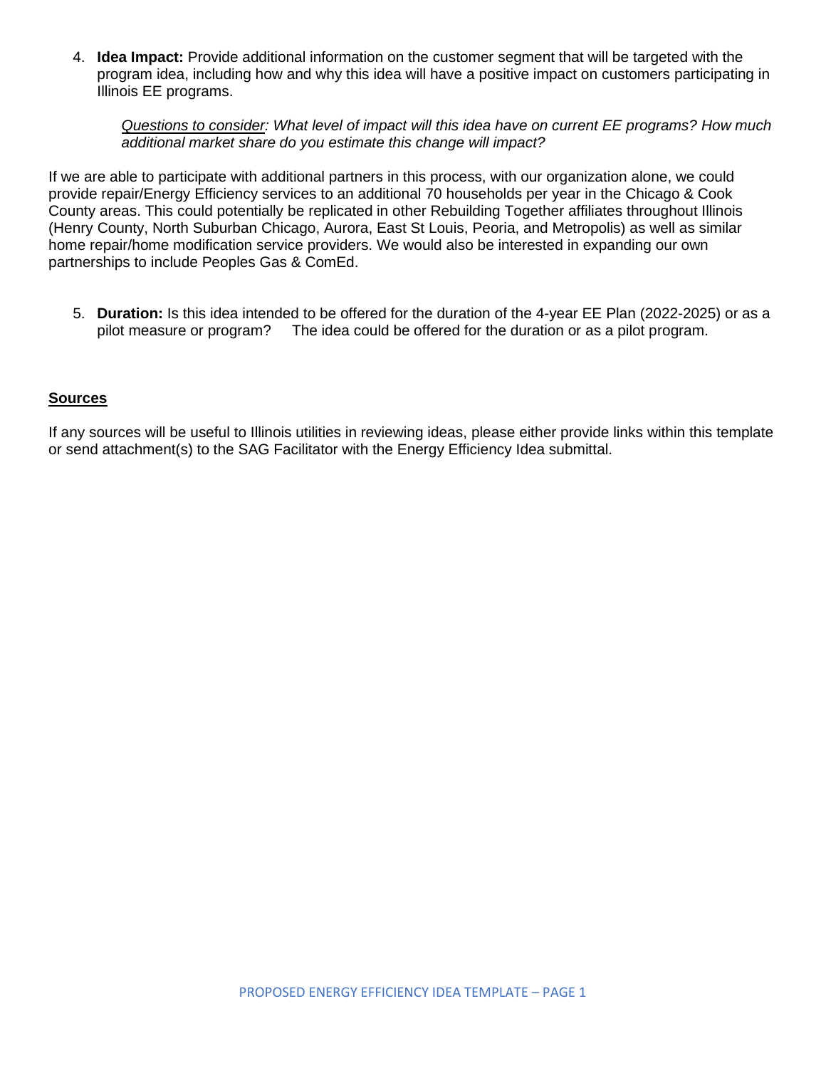4. **Idea Impact:** Provide additional information on the customer segment that will be targeted with the program idea, including how and why this idea will have a positive impact on customers participating in Illinois EE programs.

   *<u>Questions to consider</u>: What level of impact will this idea have on current EE programs? How much additional market share do you estimate this change will impact?*

If we are able to participate with additional partners in this process, with our organization alone, we could provide repair/Energy Efficiency services to an additional 70 households per year in the Chicago & Cook County areas. This could potentially be replicated in other Rebuilding Together affiliates throughout Illinois (Henry County, North Suburban Chicago, Aurora, East St Louis, Peoria, and Metropolis) as well as similar home repair/home modification service providers. We would also be interested in expanding our own partnerships to include Peoples Gas & ComEd.

5. **Duration:** Is this idea intended to be offered for the duration of the 4-year EE Plan (2022-2025) or as a pilot measure or program? The idea could be offered for the duration or as a pilot program.

## <u>Sources</u>

If any sources will be useful to Illinois utilities in reviewing ideas, please either provide links within this template or send attachment(s) to the SAG Facilitator with the Energy Efficiency Idea submittal.